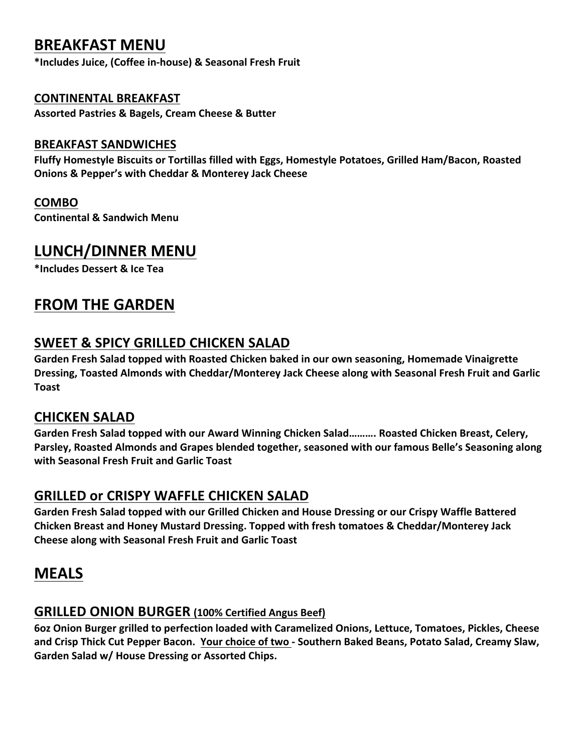## BREAKFAST MENU

**\*Includes Juice, (Coffee in-house) & Seasonal Fresh Fruit**

### CONTINENTAL BREAKFAST

**Assorted Pastries & Bagels, Cream Cheese & Butter**

### BREAKFAST SANDWICHES

**Fluffy Homestyle Biscuits or Tortillas filled with Eggs, Homestyle Potatoes, Grilled Ham/Bacon, Roasted Onions & Pepper's with Cheddar & Monterey Jack Cheese**

### COMBO

**Continental & Sandwich Menu**

## LUNCH/DINNER MENU

**\*Includes Dessert & Ice Tea**

## FROM THE GARDEN

### SWEET & SPICY GRILLED CHICKEN SALAD

**Garden Fresh Salad topped with Roasted Chicken baked in our own seasoning, Homemade Vinaigrette Dressing, Toasted Almonds with Cheddar/Monterey Jack Cheese along with Seasonal Fresh Fruit and Garlic Toast**

### CHICKEN SALAD

**Garden Fresh Salad topped with our Award Winning Chicken Salad………. Roasted Chicken Breast, Celery, Parsley, Roasted Almonds and Grapes blended together, seasoned with our famous Belle's Seasoning along with Seasonal Fresh Fruit and Garlic Toast**

### GRILLED or CRISPY WAFFLE CHICKEN SALAD

**Garden Fresh Salad topped with our Grilled Chicken and House Dressing or our Crispy Waffle Battered Chicken Breast and Honey Mustard Dressing. Topped with fresh tomatoes & Cheddar/Monterey Jack Cheese along with Seasonal Fresh Fruit and Garlic Toast**

## MEALS

### GRILLED ONION BURGER (100% Certified Angus Beef)

**6oz Onion Burger grilled to perfection loaded with Caramelized Onions, Lettuce, Tomatoes, Pickles, Cheese and Crisp Thick Cut Pepper Bacon. Your choice of two - Southern Baked Beans, Potato Salad, Creamy Slaw, Garden Salad w/ House Dressing or Assorted Chips.**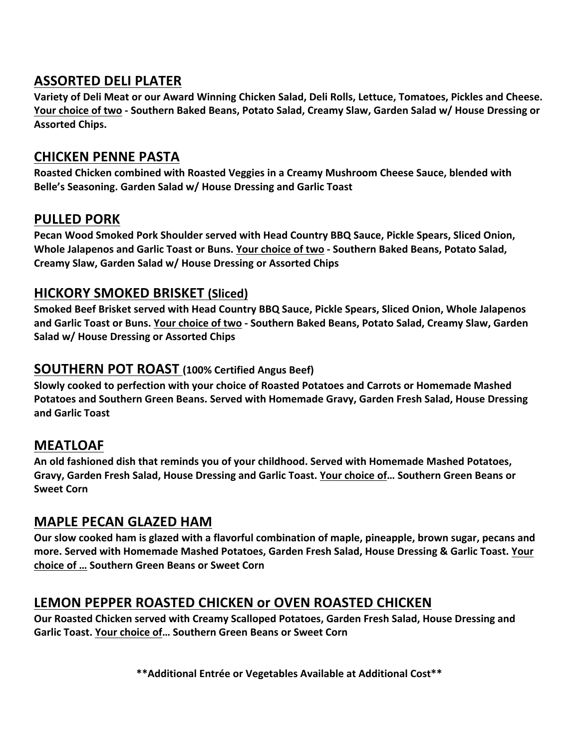## ASSORTED DELI PLATER

**Variety of Deli Meat or our Award Winning Chicken Salad, Deli Rolls, Lettuce, Tomatoes, Pickles and Cheese. <u>Your choice of two</u> - Southern Baked Beans, Potato Salad, Creamy Slaw, Garden Salad w/ House Dressing or Assorted Chips.**

## CHICKEN PENNE PASTA

**Roasted Chicken combined with Roasted Veggies in a Creamy Mushroom Cheese Sauce, blended with Belle's Seasoning. Garden Salad w/ House Dressing and Garlic Toast**

## PULLED PORK

**Pecan Wood Smoked Pork Shoulder served with Head Country BBQ Sauce, Pickle Spears, Sliced Onion, Whole Jalapenos and Garlic Toast or Buns. <u>Your choice of two</u> - Southern Baked Beans, Potato Salad, Creamy Slaw, Garden Salad w/ House Dressing or Assorted Chips**

## HICKORY SMOKED BRISKET (Sliced)

**Smoked Beef Brisket served with Head Country BBQ Sauce, Pickle Spears, Sliced Onion, Whole Jalapenos and Garlic Toast or Buns. <u>Your choice of two</u> - Southern Baked Beans, Potato Salad, Creamy Slaw, Garden Salad w/ House Dressing or Assorted Chips**

## SOUTHERN POT ROAST (100% Certified Angus Beef)

**Slowly cooked to perfection with your choice of Roasted Potatoes and Carrots or Homemade Mashed Potatoes and Southern Green Beans. Served with Homemade Gravy, Garden Fresh Salad, House Dressing and Garlic Toast**

## MEATLOAF

**An old fashioned dish that reminds you of your childhood. Served with Homemade Mashed Potatoes, Gravy, Garden Fresh Salad, House Dressing and Garlic Toast. <u>Your choice of</u>… Southern Green Beans or Sweet Corn**

## MAPLE PECAN GLAZED HAM

**Our slow cooked ham is glazed with a flavorful combination of maple, pineapple, brown sugar, pecans and more. Served with Homemade Mashed Potatoes, Garden Fresh Salad, House Dressing & Garlic Toast. <u>Your choice of …</u> Southern Green Beans or Sweet Corn**

## LEMON PEPPER ROASTED CHICKEN or OVEN ROASTED CHICKEN

**Our Roasted Chicken served with Creamy Scalloped Potatoes, Garden Fresh Salad, House Dressing and Garlic Toast. <u>Your choice of</u>… Southern Green Beans or Sweet Corn**

**\*\*Additional Entrée or Vegetables Available at Additional Cost\*\***